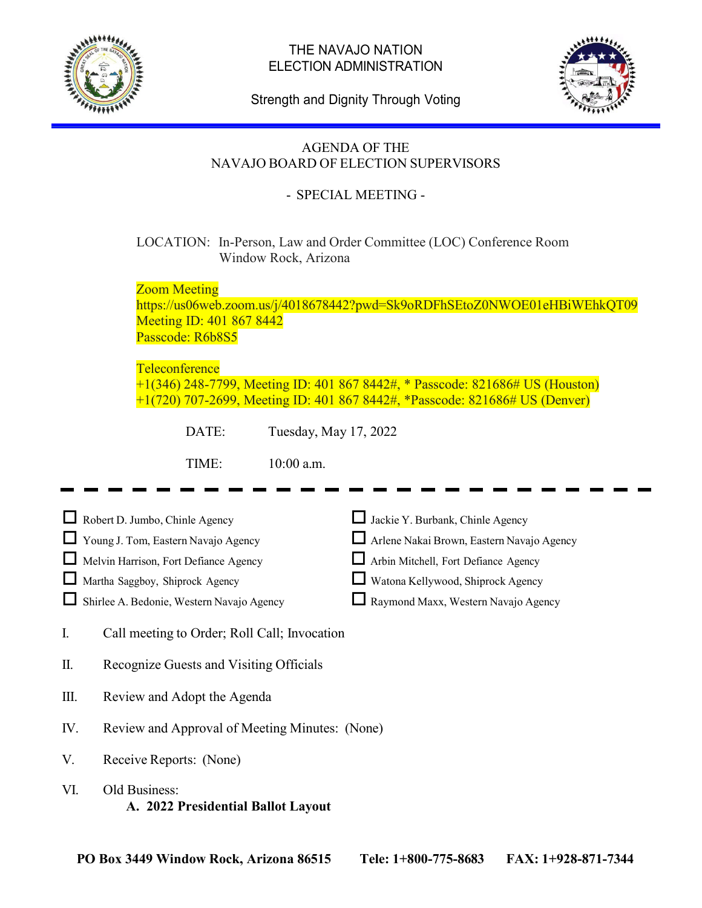THE NAVAJO NATION
ELECTION ADMINISTRATION

Strength and Dignity Through Voting

# AGENDA OF THE NAVAJO BOARD OF ELECTION SUPERVISORS

## - SPECIAL MEETING -

LOCATION: In-Person, Law and Order Committee (LOC) Conference Room
Window Rock, Arizona

Zoom Meeting
https://us06web.zoom.us/j/4018678442?pwd=Sk9oRDFhSEtoZ0NWOE01eHBiWEhkQT09
Meeting ID: 401 867 8442
Passcode: R6b8S5

Teleconference
+1(346) 248-7799, Meeting ID: 401 867 8442#, * Passcode: 821686# US (Houston)
+1(720) 707-2699, Meeting ID: 401 867 8442#, *Passcode: 821686# US (Denver)

DATE: Tuesday, May 17, 2022

TIME: 10:00 a.m.

---

- ☐ Robert D. Jumbo, Chinle Agency
- ☐ Young J. Tom, Eastern Navajo Agency
- ☐ Melvin Harrison, Fort Defiance Agency
- ☐ Martha Saggboy, Shiprock Agency
- ☐ Shirlee A. Bedonie, Western Navajo Agency
- ☐ Jackie Y. Burbank, Chinle Agency
- ☐ Arlene Nakai Brown, Eastern Navajo Agency
- ☐ Arbin Mitchell, Fort Defiance Agency
- ☐ Watona Kellywood, Shiprock Agency
- ☐ Raymond Maxx, Western Navajo Agency

I. Call meeting to Order; Roll Call; Invocation

II. Recognize Guests and Visiting Officials

III. Review and Adopt the Agenda

IV. Review and Approval of Meeting Minutes: (None)

V. Receive Reports: (None)

VI. Old Business:
   **A. 2022 Presidential Ballot Layout**

**PO Box 3449 Window Rock, Arizona 86515 Tele: 1+800-775-8683 FAX: 1+928-871-7344**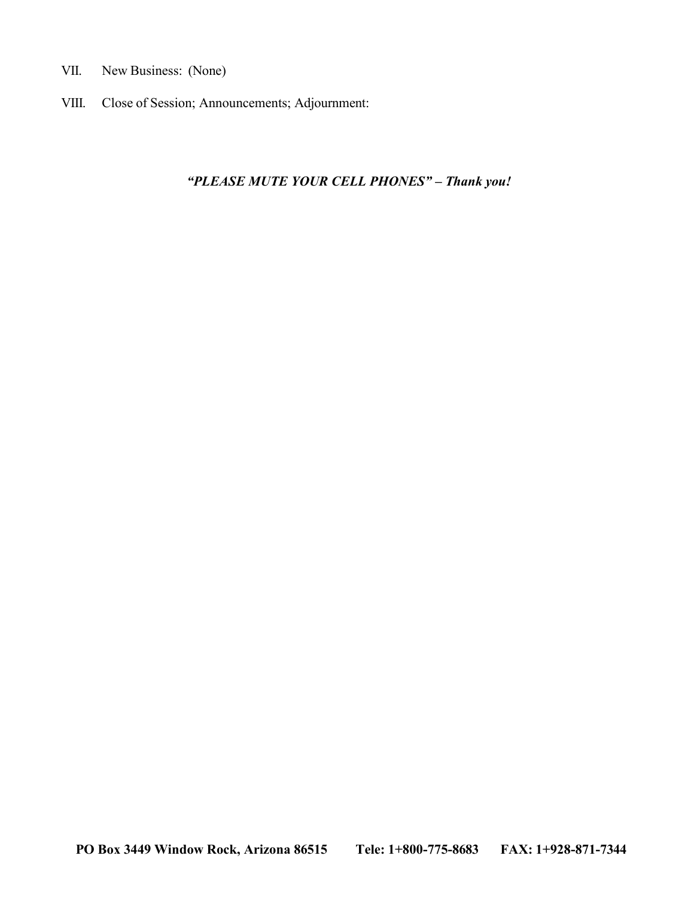VII. New Business: (None)

VIII. Close of Session; Announcements; Adjournment:

***"PLEASE MUTE YOUR CELL PHONES" – Thank you!***

**PO Box 3449 Window Rock, Arizona 86515 Tele: 1+800-775-8683 FAX: 1+928-871-7344**